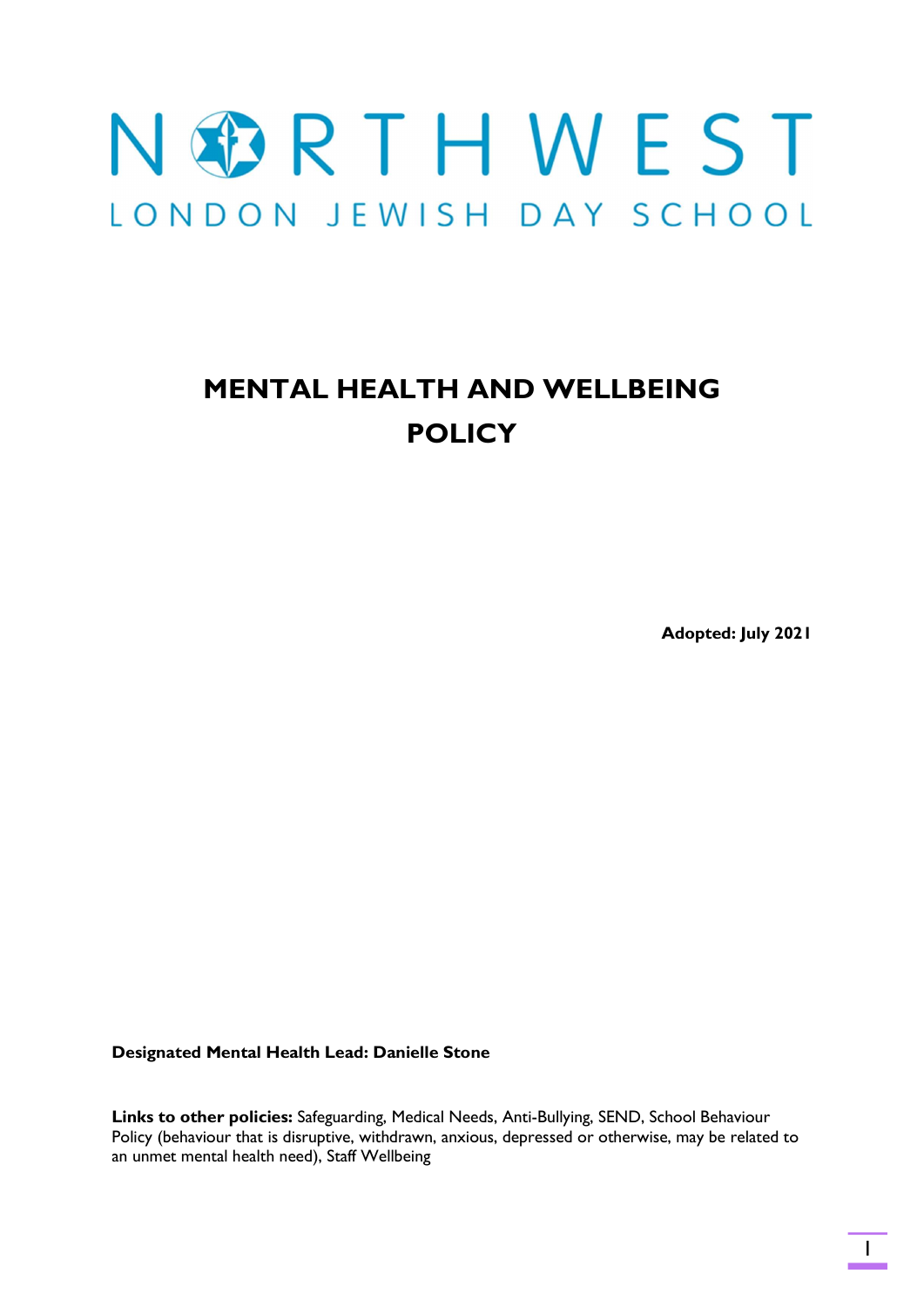# NORTHWEST LONDON JEWISH DAY SCHOOL

# MENTAL HEALTH AND WELLBEING POLICY

**Adopted: July 2021**

**Designated Mental Health Lead: Danielle Stone**

**Links to other policies:** Safeguarding, Medical Needs, Anti-Bullying, SEND, School Behaviour Policy (behaviour that is disruptive, withdrawn, anxious, depressed or otherwise, may be related to an unmet mental health need), Staff Wellbeing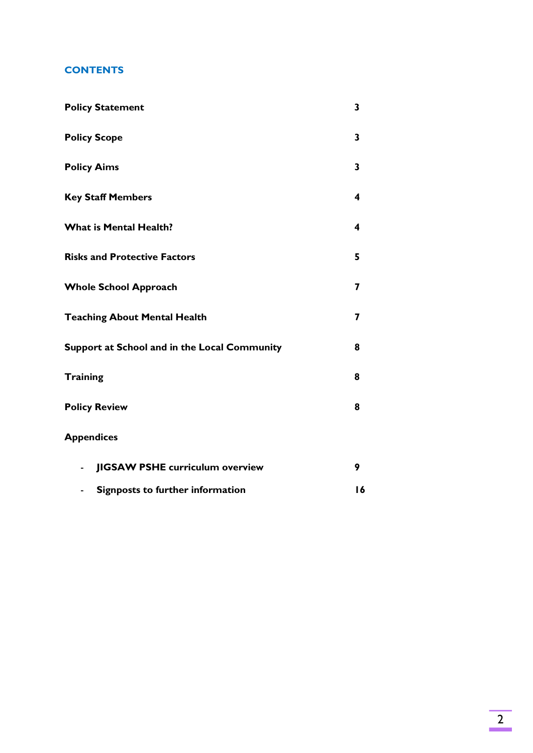## CONTENTS

| | |
|---|---|
| **Policy Statement** | **3** |
| **Policy Scope** | **3** |
| **Policy Aims** | **3** |
| **Key Staff Members** | **4** |
| **What is Mental Health?** | **4** |
| **Risks and Protective Factors** | **5** |
| **Whole School Approach** | **7** |
| **Teaching About Mental Health** | **7** |
| **Support at School and in the Local Community** | **8** |
| **Training** | **8** |
| **Policy Review** | **8** |
| **Appendices** | |
| - **JIGSAW PSHE curriculum overview** | **9** |
| - **Signposts to further information** | **16** |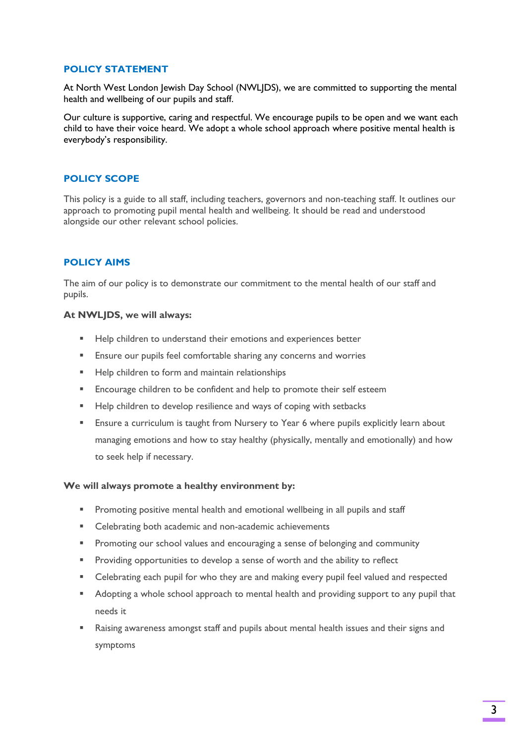## POLICY STATEMENT

At North West London Jewish Day School (NWLJDS), we are committed to supporting the mental health and wellbeing of our pupils and staff.

Our culture is supportive, caring and respectful. We encourage pupils to be open and we want each child to have their voice heard. We adopt a whole school approach where positive mental health is everybody's responsibility.

## POLICY SCOPE

This policy is a guide to all staff, including teachers, governors and non-teaching staff. It outlines our approach to promoting pupil mental health and wellbeing. It should be read and understood alongside our other relevant school policies.

## POLICY AIMS

The aim of our policy is to demonstrate our commitment to the mental health of our staff and pupils.

**At NWLJDS, we will always:**

- Help children to understand their emotions and experiences better
- Ensure our pupils feel comfortable sharing any concerns and worries
- Help children to form and maintain relationships
- Encourage children to be confident and help to promote their self esteem
- Help children to develop resilience and ways of coping with setbacks
- Ensure a curriculum is taught from Nursery to Year 6 where pupils explicitly learn about managing emotions and how to stay healthy (physically, mentally and emotionally) and how to seek help if necessary.

**We will always promote a healthy environment by:**

- Promoting positive mental health and emotional wellbeing in all pupils and staff
- Celebrating both academic and non-academic achievements
- Promoting our school values and encouraging a sense of belonging and community
- Providing opportunities to develop a sense of worth and the ability to reflect
- Celebrating each pupil for who they are and making every pupil feel valued and respected
- Adopting a whole school approach to mental health and providing support to any pupil that needs it
- Raising awareness amongst staff and pupils about mental health issues and their signs and symptoms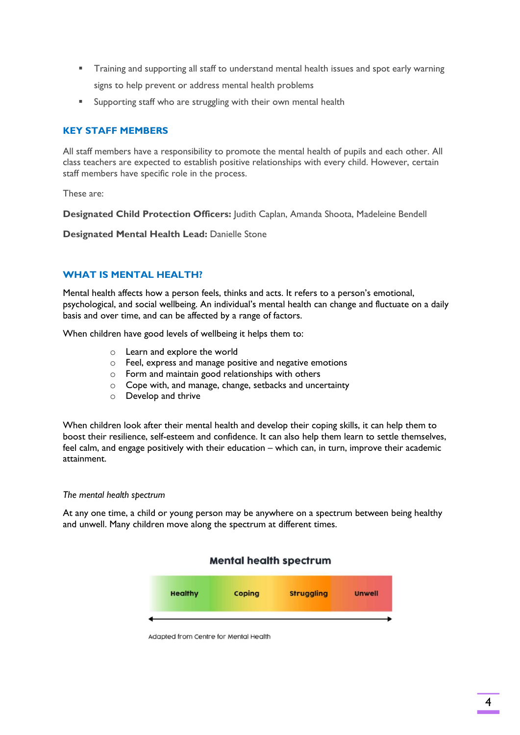- Training and supporting all staff to understand mental health issues and spot early warning signs to help prevent or address mental health problems
- Supporting staff who are struggling with their own mental health

## KEY STAFF MEMBERS

All staff members have a responsibility to promote the mental health of pupils and each other. All class teachers are expected to establish positive relationships with every child. However, certain staff members have specific role in the process.

These are:

**Designated Child Protection Officers:** Judith Caplan, Amanda Shoota, Madeleine Bendell

**Designated Mental Health Lead:** Danielle Stone

## WHAT IS MENTAL HEALTH?

Mental health affects how a person feels, thinks and acts. It refers to a person's emotional, psychological, and social wellbeing. An individual's mental health can change and fluctuate on a daily basis and over time, and can be affected by a range of factors.

When children have good levels of wellbeing it helps them to:

- Learn and explore the world
- Feel, express and manage positive and negative emotions
- Form and maintain good relationships with others
- Cope with, and manage, change, setbacks and uncertainty
- Develop and thrive

When children look after their mental health and develop their coping skills, it can help them to boost their resilience, self-esteem and confidence. It can also help them learn to settle themselves, feel calm, and engage positively with their education – which can, in turn, improve their academic attainment.

*The mental health spectrum*

At any one time, a child or young person may be anywhere on a spectrum between being healthy and unwell. Many children move along the spectrum at different times.

**Mental health spectrum**

| Healthy | Coping | Struggling | Unwell |
| --- | --- | --- | --- |

Adapted from Centre for Mental Health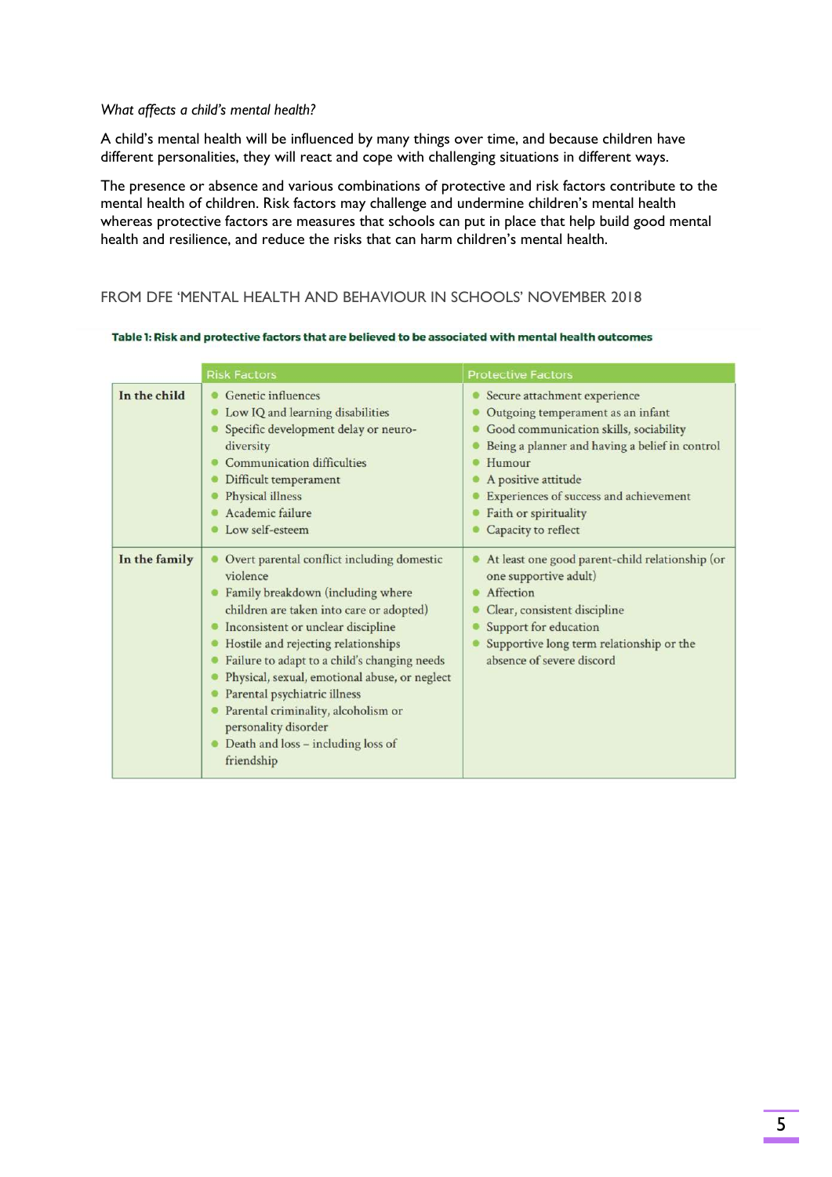*What affects a child's mental health?*

A child's mental health will be influenced by many things over time, and because children have different personalities, they will react and cope with challenging situations in different ways.

The presence or absence and various combinations of protective and risk factors contribute to the mental health of children. Risk factors may challenge and undermine children's mental health whereas protective factors are measures that schools can put in place that help build good mental health and resilience, and reduce the risks that can harm children's mental health.

FROM DFE 'MENTAL HEALTH AND BEHAVIOUR IN SCHOOLS' NOVEMBER 2018

**Table 1: Risk and protective factors that are believed to be associated with mental health outcomes**

| | Risk Factors | Protective Factors |
|---|---|---|
| **In the child** | • Genetic influences<br>• Low IQ and learning disabilities<br>• Specific development delay or neuro-diversity<br>• Communication difficulties<br>• Difficult temperament<br>• Physical illness<br>• Academic failure<br>• Low self-esteem | • Secure attachment experience<br>• Outgoing temperament as an infant<br>• Good communication skills, sociability<br>• Being a planner and having a belief in control<br>• Humour<br>• A positive attitude<br>• Experiences of success and achievement<br>• Faith or spirituality<br>• Capacity to reflect |
| **In the family** | • Overt parental conflict including domestic violence<br>• Family breakdown (including where children are taken into care or adopted)<br>• Inconsistent or unclear discipline<br>• Hostile and rejecting relationships<br>• Failure to adapt to a child's changing needs<br>• Physical, sexual, emotional abuse, or neglect<br>• Parental psychiatric illness<br>• Parental criminality, alcoholism or personality disorder<br>• Death and loss – including loss of friendship | • At least one good parent-child relationship (or one supportive adult)<br>• Affection<br>• Clear, consistent discipline<br>• Support for education<br>• Supportive long term relationship or the absence of severe discord |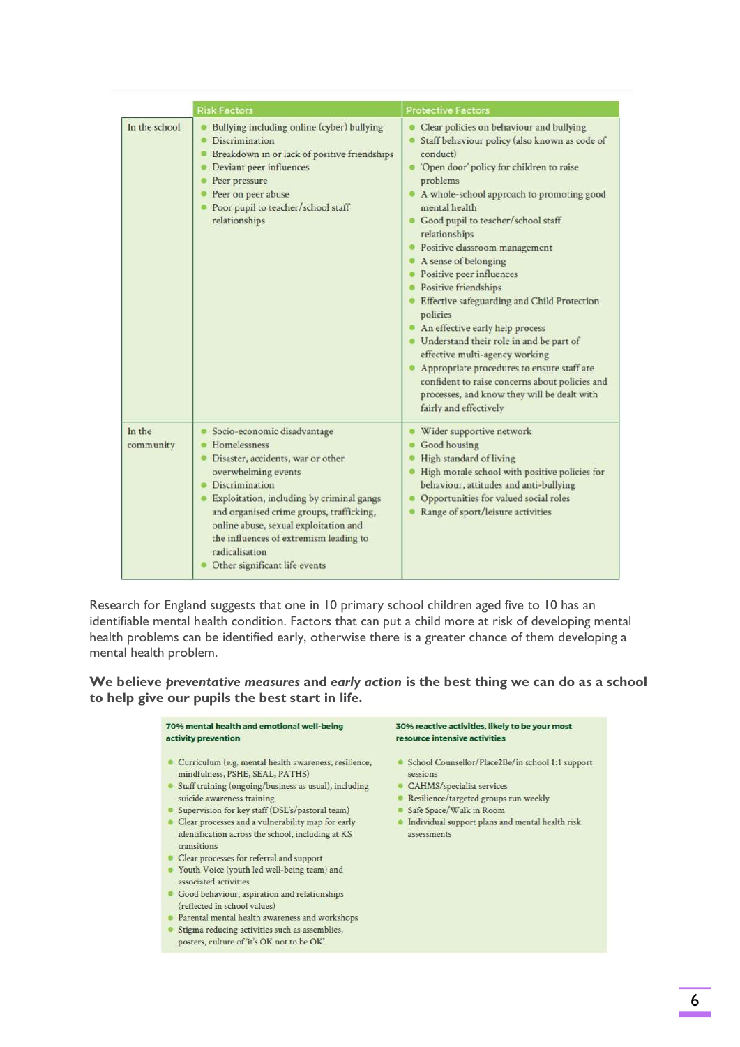| | Risk Factors | Protective Factors |
|---|---|---|
| In the school | • Bullying including online (cyber) bullying<br>• Discrimination<br>• Breakdown in or lack of positive friendships<br>• Deviant peer influences<br>• Peer pressure<br>• Peer on peer abuse<br>• Poor pupil to teacher/school staff relationships | • Clear policies on behaviour and bullying<br>• Staff behaviour policy (also known as code of conduct)<br>• 'Open door' policy for children to raise problems<br>• A whole-school approach to promoting good mental health<br>• Good pupil to teacher/school staff relationships<br>• Positive classroom management<br>• A sense of belonging<br>• Positive peer influences<br>• Positive friendships<br>• Effective safeguarding and Child Protection policies<br>• An effective early help process<br>• Understand their role in and be part of effective multi-agency working<br>• Appropriate procedures to ensure staff are confident to raise concerns about policies and processes, and know they will be dealt with fairly and effectively |
| In the community | • Socio-economic disadvantage<br>• Homelessness<br>• Disaster, accidents, war or other overwhelming events<br>• Discrimination<br>• Exploitation, including by criminal gangs and organised crime groups, trafficking, online abuse, sexual exploitation and the influences of extremism leading to radicalisation<br>• Other significant life events | • Wider supportive network<br>• Good housing<br>• High standard of living<br>• High morale school with positive policies for behaviour, attitudes and anti-bullying<br>• Opportunities for valued social roles<br>• Range of sport/leisure activities |

Research for England suggests that one in 10 primary school children aged five to 10 has an identifiable mental health condition. Factors that can put a child more at risk of developing mental health problems can be identified early, otherwise there is a greater chance of them developing a mental health problem.

**We believe *preventative measures* and *early action* is the best thing we can do as a school to help give our pupils the best start in life.**

| 70% mental health and emotional well-being activity prevention | 30% reactive activities, likely to be your most resource intensive activities |
|---|---|
| • Curriculum (e.g. mental health awareness, resilience, mindfulness, PSHE, SEAL, PATHS)<br>• Staff training (ongoing/business as usual), including suicide awareness training<br>• Supervision for key staff (DSL's/pastoral team)<br>• Clear processes and a vulnerability map for early identification across the school, including at KS transitions<br>• Clear processes for referral and support<br>• Youth Voice (youth led well-being team) and associated activities<br>• Good behaviour, aspiration and relationships (reflected in school values)<br>• Parental mental health awareness and workshops<br>• Stigma reducing activities such as assemblies, posters, culture of 'it's OK not to be OK'. | • School Counsellor/Place2Be/in school 1:1 support sessions<br>• CAHMS/specialist services<br>• Resilience/targeted groups run weekly<br>• Safe Space/Walk in Room<br>• Individual support plans and mental health risk assessments |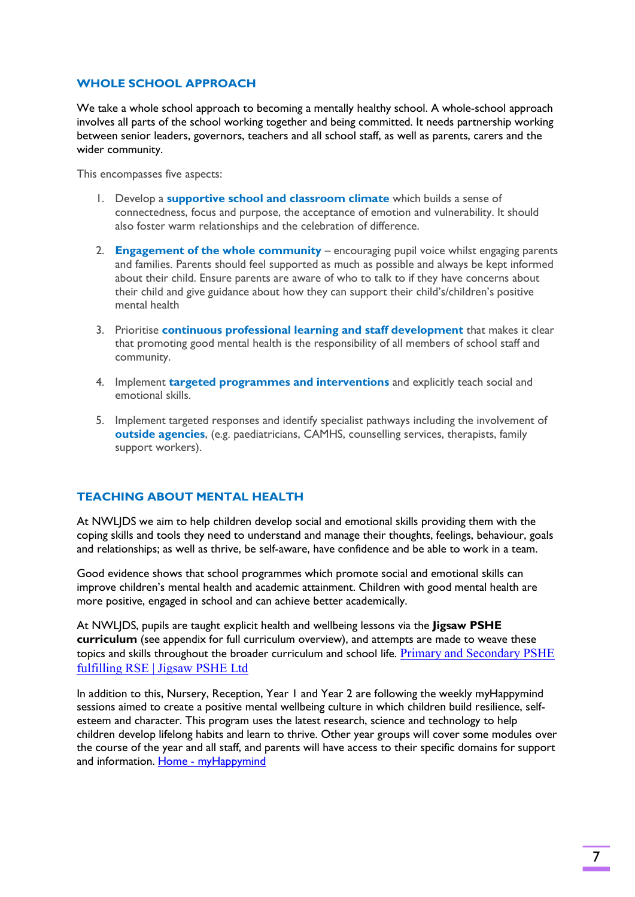## WHOLE SCHOOL APPROACH

We take a whole school approach to becoming a mentally healthy school. A whole-school approach involves all parts of the school working together and being committed. It needs partnership working between senior leaders, governors, teachers and all school staff, as well as parents, carers and the wider community.

This encompasses five aspects:

1. Develop a **supportive school and classroom climate** which builds a sense of connectedness, focus and purpose, the acceptance of emotion and vulnerability. It should also foster warm relationships and the celebration of difference.

2. **Engagement of the whole community** – encouraging pupil voice whilst engaging parents and families. Parents should feel supported as much as possible and always be kept informed about their child. Ensure parents are aware of who to talk to if they have concerns about their child and give guidance about how they can support their child's/children's positive mental health

3. Prioritise **continuous professional learning and staff development** that makes it clear that promoting good mental health is the responsibility of all members of school staff and community.

4. Implement **targeted programmes and interventions** and explicitly teach social and emotional skills.

5. Implement targeted responses and identify specialist pathways including the involvement of **outside agencies**, (e.g. paediatricians, CAMHS, counselling services, therapists, family support workers).

## TEACHING ABOUT MENTAL HEALTH

At NWLJDS we aim to help children develop social and emotional skills providing them with the coping skills and tools they need to understand and manage their thoughts, feelings, behaviour, goals and relationships; as well as thrive, be self-aware, have confidence and be able to work in a team.

Good evidence shows that school programmes which promote social and emotional skills can improve children's mental health and academic attainment. Children with good mental health are more positive, engaged in school and can achieve better academically.

At NWLJDS, pupils are taught explicit health and wellbeing lessons via the **Jigsaw PSHE curriculum** (see appendix for full curriculum overview), and attempts are made to weave these topics and skills throughout the broader curriculum and school life. Primary and Secondary PSHE fulfilling RSE | Jigsaw PSHE Ltd

In addition to this, Nursery, Reception, Year 1 and Year 2 are following the weekly myHappymind sessions aimed to create a positive mental wellbeing culture in which children build resilience, self-esteem and character. This program uses the latest research, science and technology to help children develop lifelong habits and learn to thrive. Other year groups will cover some modules over the course of the year and all staff, and parents will have access to their specific domains for support and information. Home - myHappymind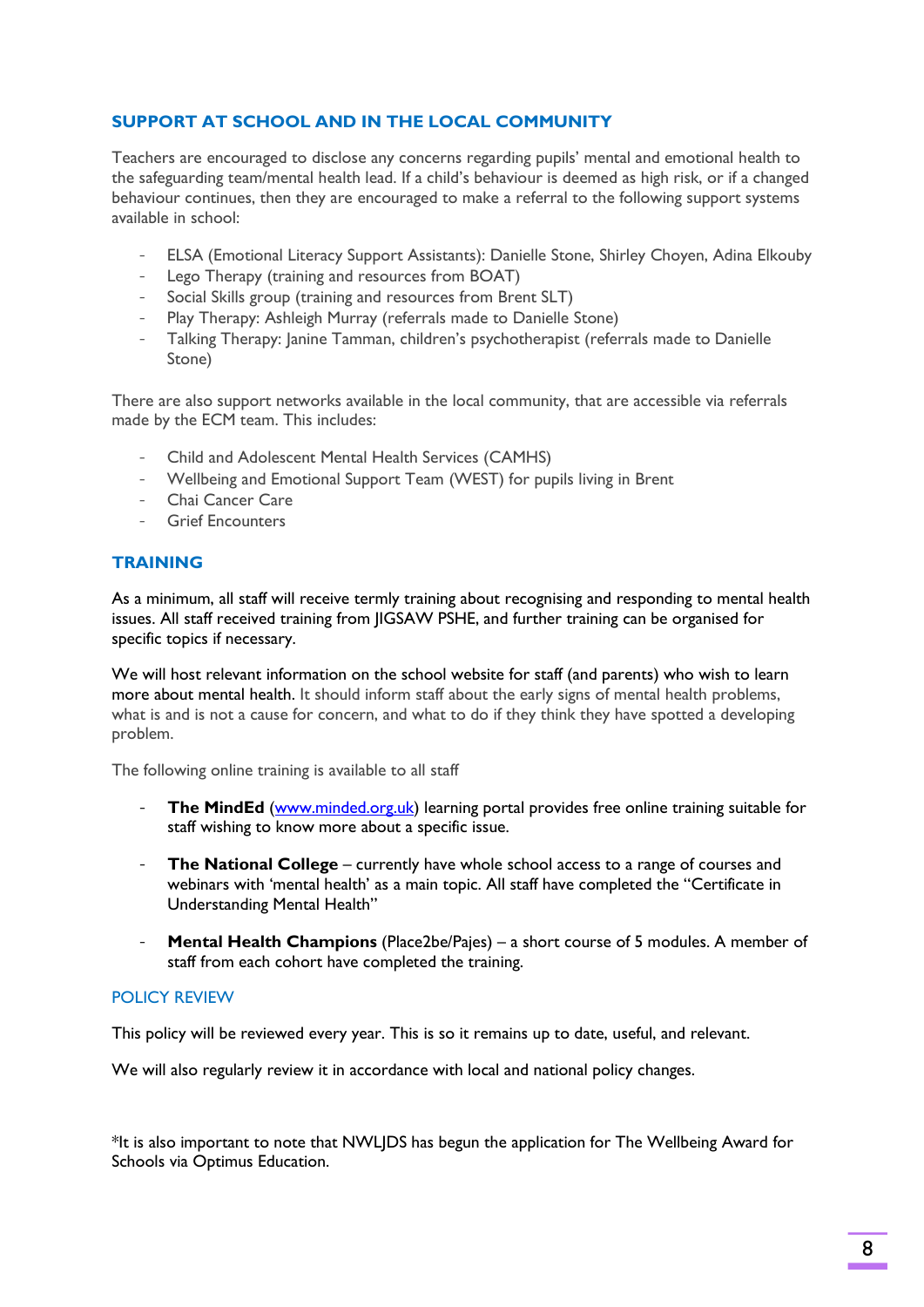## SUPPORT AT SCHOOL AND IN THE LOCAL COMMUNITY

Teachers are encouraged to disclose any concerns regarding pupils' mental and emotional health to the safeguarding team/mental health lead. If a child's behaviour is deemed as high risk, or if a changed behaviour continues, then they are encouraged to make a referral to the following support systems available in school:

- ELSA (Emotional Literacy Support Assistants): Danielle Stone, Shirley Choyen, Adina Elkouby
- Lego Therapy (training and resources from BOAT)
- Social Skills group (training and resources from Brent SLT)
- Play Therapy: Ashleigh Murray (referrals made to Danielle Stone)
- Talking Therapy: Janine Tamman, children's psychotherapist (referrals made to Danielle Stone)

There are also support networks available in the local community, that are accessible via referrals made by the ECM team. This includes:

- Child and Adolescent Mental Health Services (CAMHS)
- Wellbeing and Emotional Support Team (WEST) for pupils living in Brent
- Chai Cancer Care
- Grief Encounters

## TRAINING

As a minimum, all staff will receive termly training about recognising and responding to mental health issues. All staff received training from JIGSAW PSHE, and further training can be organised for specific topics if necessary.

We will host relevant information on the school website for staff (and parents) who wish to learn more about mental health. It should inform staff about the early signs of mental health problems, what is and is not a cause for concern, and what to do if they think they have spotted a developing problem.

The following online training is available to all staff

- **The MindEd** ([www.minded.org.uk](http://www.minded.org.uk)) learning portal provides free online training suitable for staff wishing to know more about a specific issue.
- **The National College** – currently have whole school access to a range of courses and webinars with 'mental health' as a main topic. All staff have completed the "Certificate in Understanding Mental Health"
- **Mental Health Champions** (Place2be/Pajes) – a short course of 5 modules. A member of staff from each cohort have completed the training.

## POLICY REVIEW

This policy will be reviewed every year. This is so it remains up to date, useful, and relevant.

We will also regularly review it in accordance with local and national policy changes.

*It is also important to note that NWLJDS has begun the application for The Wellbeing Award for Schools via Optimus Education.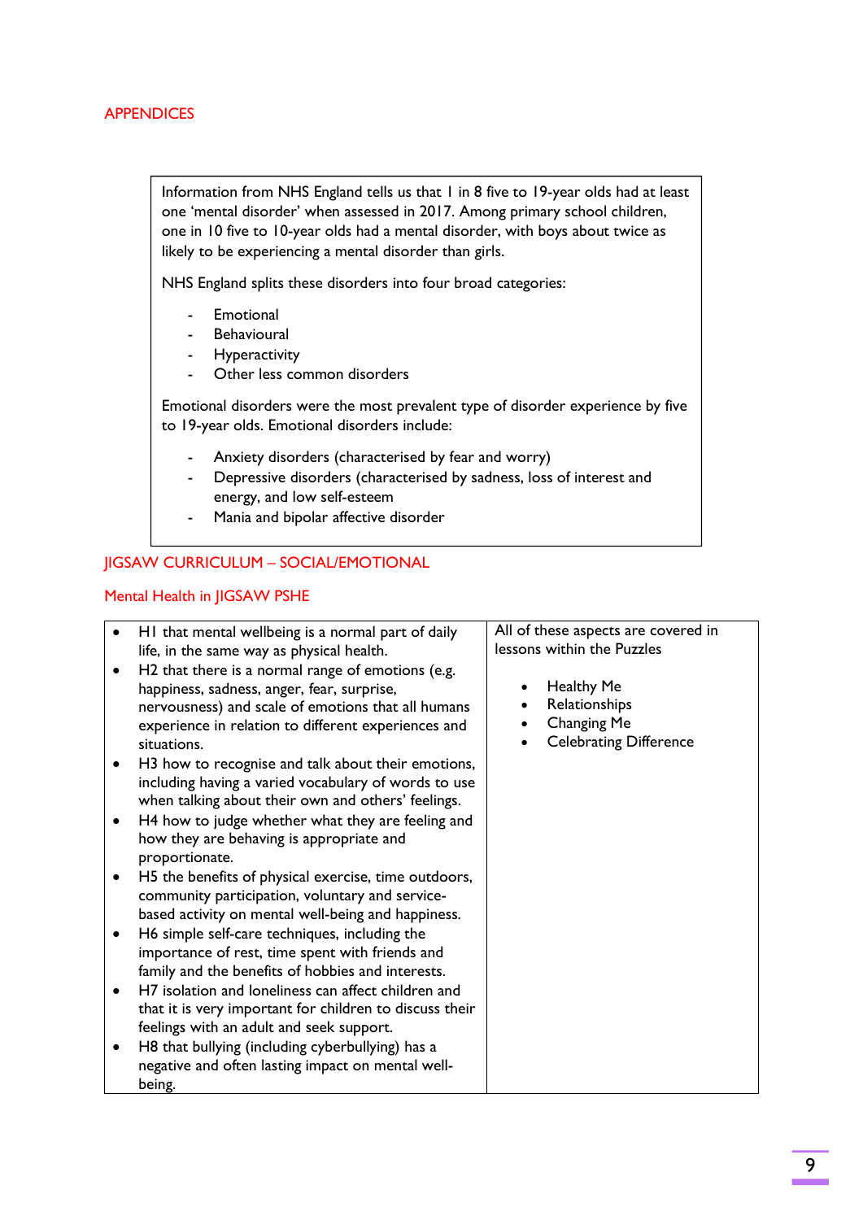## APPENDICES

Information from NHS England tells us that 1 in 8 five to 19-year olds had at least one 'mental disorder' when assessed in 2017. Among primary school children, one in 10 five to 10-year olds had a mental disorder, with boys about twice as likely to be experiencing a mental disorder than girls.

NHS England splits these disorders into four broad categories:

- Emotional
- Behavioural
- Hyperactivity
- Other less common disorders

Emotional disorders were the most prevalent type of disorder experience by five to 19-year olds. Emotional disorders include:

- Anxiety disorders (characterised by fear and worry)
- Depressive disorders (characterised by sadness, loss of interest and energy, and low self-esteem
- Mania and bipolar affective disorder

## JIGSAW CURRICULUM – SOCIAL/EMOTIONAL

### Mental Health in JIGSAW PSHE

| | |
|---|---|
| • H1 that mental wellbeing is a normal part of daily life, in the same way as physical health.<br>• H2 that there is a normal range of emotions (e.g. happiness, sadness, anger, fear, surprise, nervousness) and scale of emotions that all humans experience in relation to different experiences and situations.<br>• H3 how to recognise and talk about their emotions, including having a varied vocabulary of words to use when talking about their own and others' feelings.<br>• H4 how to judge whether what they are feeling and how they are behaving is appropriate and proportionate.<br>• H5 the benefits of physical exercise, time outdoors, community participation, voluntary and service-based activity on mental well-being and happiness.<br>• H6 simple self-care techniques, including the importance of rest, time spent with friends and family and the benefits of hobbies and interests.<br>• H7 isolation and loneliness can affect children and that it is very important for children to discuss their feelings with an adult and seek support.<br>• H8 that bullying (including cyberbullying) has a negative and often lasting impact on mental well-being. | All of these aspects are covered in lessons within the Puzzles<br><br>• Healthy Me<br>• Relationships<br>• Changing Me<br>• Celebrating Difference |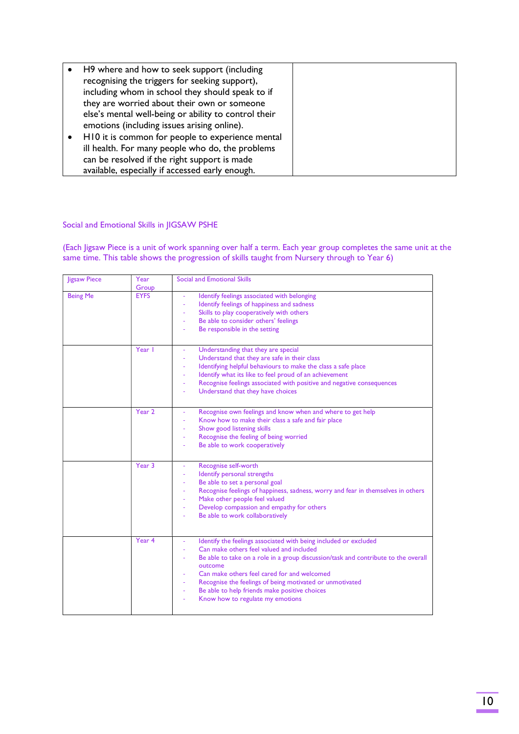| | |
|---|---|
| • H9 where and how to seek support (including recognising the triggers for seeking support), including whom in school they should speak to if they are worried about their own or someone else's mental well-being or ability to control their emotions (including issues arising online).<br>• H10 it is common for people to experience mental ill health. For many people who do, the problems can be resolved if the right support is made available, especially if accessed early enough. | |

Social and Emotional Skills in JIGSAW PSHE

(Each Jigsaw Piece is a unit of work spanning over half a term. Each year group completes the same unit at the same time. This table shows the progression of skills taught from Nursery through to Year 6)

| Jigsaw Piece | Year Group | Social and Emotional Skills |
|---|---|---|
| Being Me | EYFS | - Identify feelings associated with belonging<br>- Identify feelings of happiness and sadness<br>- Skills to play cooperatively with others<br>- Be able to consider others' feelings<br>- Be responsible in the setting |
| | Year 1 | - Understanding that they are special<br>- Understand that they are safe in their class<br>- Identifying helpful behaviours to make the class a safe place<br>- Identify what its like to feel proud of an achievement<br>- Recognise feelings associated with positive and negative consequences<br>- Understand that they have choices |
| | Year 2 | - Recognise own feelings and know when and where to get help<br>- Know how to make their class a safe and fair place<br>- Show good listening skills<br>- Recognise the feeling of being worried<br>- Be able to work cooperatively |
| | Year 3 | - Recognise self-worth<br>- Identify personal strengths<br>- Be able to set a personal goal<br>- Recognise feelings of happiness, sadness, worry and fear in themselves in others<br>- Make other people feel valued<br>- Develop compassion and empathy for others<br>- Be able to work collaboratively |
| | Year 4 | - Identify the feelings associated with being included or excluded<br>- Can make others feel valued and included<br>- Be able to take on a role in a group discussion/task and contribute to the overall outcome<br>- Can make others feel cared for and welcomed<br>- Recognise the feelings of being motivated or unmotivated<br>- Be able to help friends make positive choices<br>- Know how to regulate my emotions |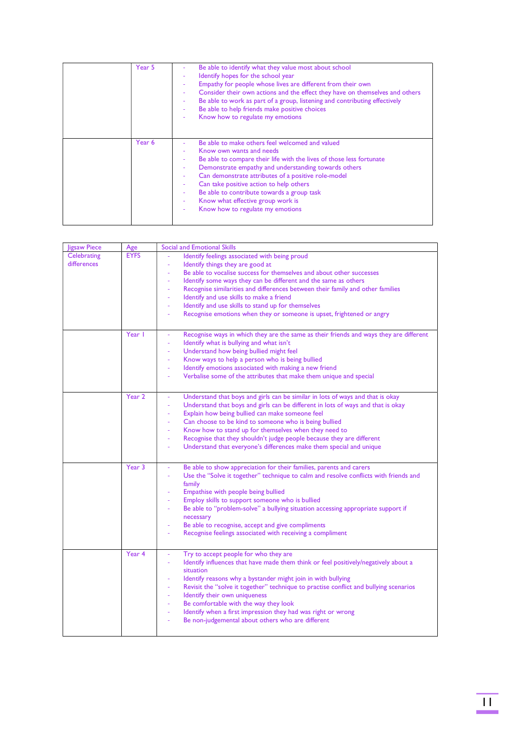| | | |
|---|---|---|
| | Year 5 | - Be able to identify what they value most about school<br>- Identify hopes for the school year<br>- Empathy for people whose lives are different from their own<br>- Consider their own actions and the effect they have on themselves and others<br>- Be able to work as part of a group, listening and contributing effectively<br>- Be able to help friends make positive choices<br>- Know how to regulate my emotions |
| | Year 6 | - Be able to make others feel welcomed and valued<br>- Know own wants and needs<br>- Be able to compare their life with the lives of those less fortunate<br>- Demonstrate empathy and understanding towards others<br>- Can demonstrate attributes of a positive role-model<br>- Can take positive action to help others<br>- Be able to contribute towards a group task<br>- Know what effective group work is<br>- Know how to regulate my emotions |

| Jigsaw Piece | Age | Social and Emotional Skills |
|---|---|---|
| Celebrating differences | EYFS | - Identify feelings associated with being proud<br>- Identify things they are good at<br>- Be able to vocalise success for themselves and about other successes<br>- Identify some ways they can be different and the same as others<br>- Recognise similarities and differences between their family and other families<br>- Identify and use skills to make a friend<br>- Identify and use skills to stand up for themselves<br>- Recognise emotions when they or someone is upset, frightened or angry |
| | Year 1 | - Recognise ways in which they are the same as their friends and ways they are different<br>- Identify what is bullying and what isn't<br>- Understand how being bullied might feel<br>- Know ways to help a person who is being bullied<br>- Identify emotions associated with making a new friend<br>- Verbalise some of the attributes that make them unique and special |
| | Year 2 | - Understand that boys and girls can be similar in lots of ways and that is okay<br>- Understand that boys and girls can be different in lots of ways and that is okay<br>- Explain how being bullied can make someone feel<br>- Can choose to be kind to someone who is being bullied<br>- Know how to stand up for themselves when they need to<br>- Recognise that they shouldn't judge people because they are different<br>- Understand that everyone's differences make them special and unique |
| | Year 3 | - Be able to show appreciation for their families, parents and carers<br>- Use the "Solve it together" technique to calm and resolve conflicts with friends and family<br>- Empathise with people being bullied<br>- Employ skills to support someone who is bullied<br>- Be able to "problem-solve" a bullying situation accessing appropriate support if necessary<br>- Be able to recognise, accept and give compliments<br>- Recognise feelings associated with receiving a compliment |
| | Year 4 | - Try to accept people for who they are<br>- Identify influences that have made them think or feel positively/negatively about a situation<br>- Identify reasons why a bystander might join in with bullying<br>- Revisit the "solve it together" technique to practise conflict and bullying scenarios<br>- Identify their own uniqueness<br>- Be comfortable with the way they look<br>- Identify when a first impression they had was right or wrong<br>- Be non-judgemental about others who are different |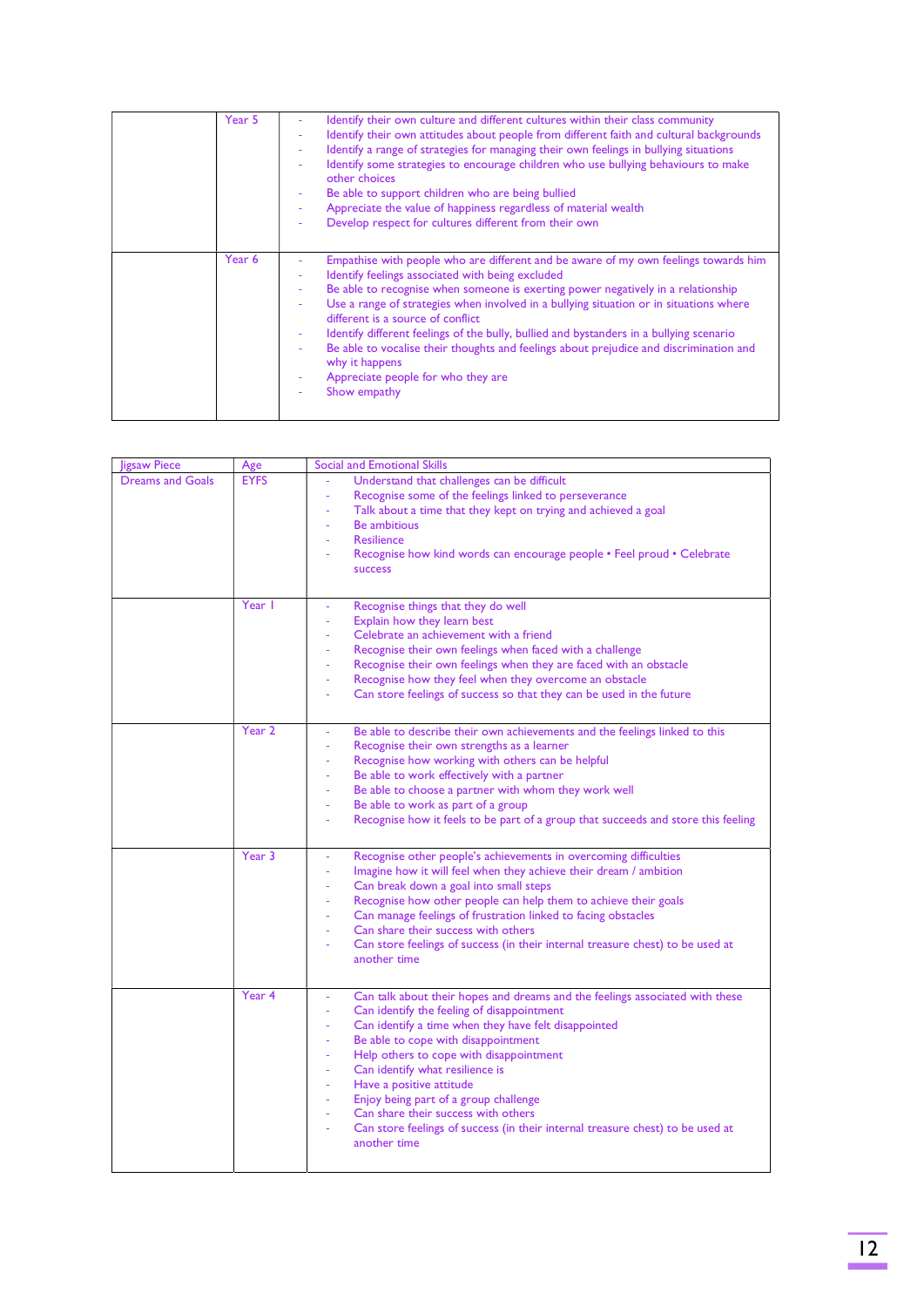| | | |
|---|---|---|
| | Year 5 | - Identify their own culture and different cultures within their class community<br>- Identify their own attitudes about people from different faith and cultural backgrounds<br>- Identify a range of strategies for managing their own feelings in bullying situations<br>- Identify some strategies to encourage children who use bullying behaviours to make other choices<br>- Be able to support children who are being bullied<br>- Appreciate the value of happiness regardless of material wealth<br>- Develop respect for cultures different from their own |
| | Year 6 | - Empathise with people who are different and be aware of my own feelings towards him<br>- Identify feelings associated with being excluded<br>- Be able to recognise when someone is exerting power negatively in a relationship<br>- Use a range of strategies when involved in a bullying situation or in situations where different is a source of conflict<br>- Identify different feelings of the bully, bullied and bystanders in a bullying scenario<br>- Be able to vocalise their thoughts and feelings about prejudice and discrimination and why it happens<br>- Appreciate people for who they are<br>- Show empathy |

| Jigsaw Piece | Age | Social and Emotional Skills |
|---|---|---|
| Dreams and Goals | EYFS | - Understand that challenges can be difficult<br>- Recognise some of the feelings linked to perseverance<br>- Talk about a time that they kept on trying and achieved a goal<br>- Be ambitious<br>- Resilience<br>- Recognise how kind words can encourage people • Feel proud • Celebrate success |
| | Year 1 | - Recognise things that they do well<br>- Explain how they learn best<br>- Celebrate an achievement with a friend<br>- Recognise their own feelings when faced with a challenge<br>- Recognise their own feelings when they are faced with an obstacle<br>- Recognise how they feel when they overcome an obstacle<br>- Can store feelings of success so that they can be used in the future |
| | Year 2 | - Be able to describe their own achievements and the feelings linked to this<br>- Recognise their own strengths as a learner<br>- Recognise how working with others can be helpful<br>- Be able to work effectively with a partner<br>- Be able to choose a partner with whom they work well<br>- Be able to work as part of a group<br>- Recognise how it feels to be part of a group that succeeds and store this feeling |
| | Year 3 | - Recognise other people's achievements in overcoming difficulties<br>- Imagine how it will feel when they achieve their dream / ambition<br>- Can break down a goal into small steps<br>- Recognise how other people can help them to achieve their goals<br>- Can manage feelings of frustration linked to facing obstacles<br>- Can share their success with others<br>- Can store feelings of success (in their internal treasure chest) to be used at another time |
| | Year 4 | - Can talk about their hopes and dreams and the feelings associated with these<br>- Can identify the feeling of disappointment<br>- Can identify a time when they have felt disappointed<br>- Be able to cope with disappointment<br>- Help others to cope with disappointment<br>- Can identify what resilience is<br>- Have a positive attitude<br>- Enjoy being part of a group challenge<br>- Can share their success with others<br>- Can store feelings of success (in their internal treasure chest) to be used at another time |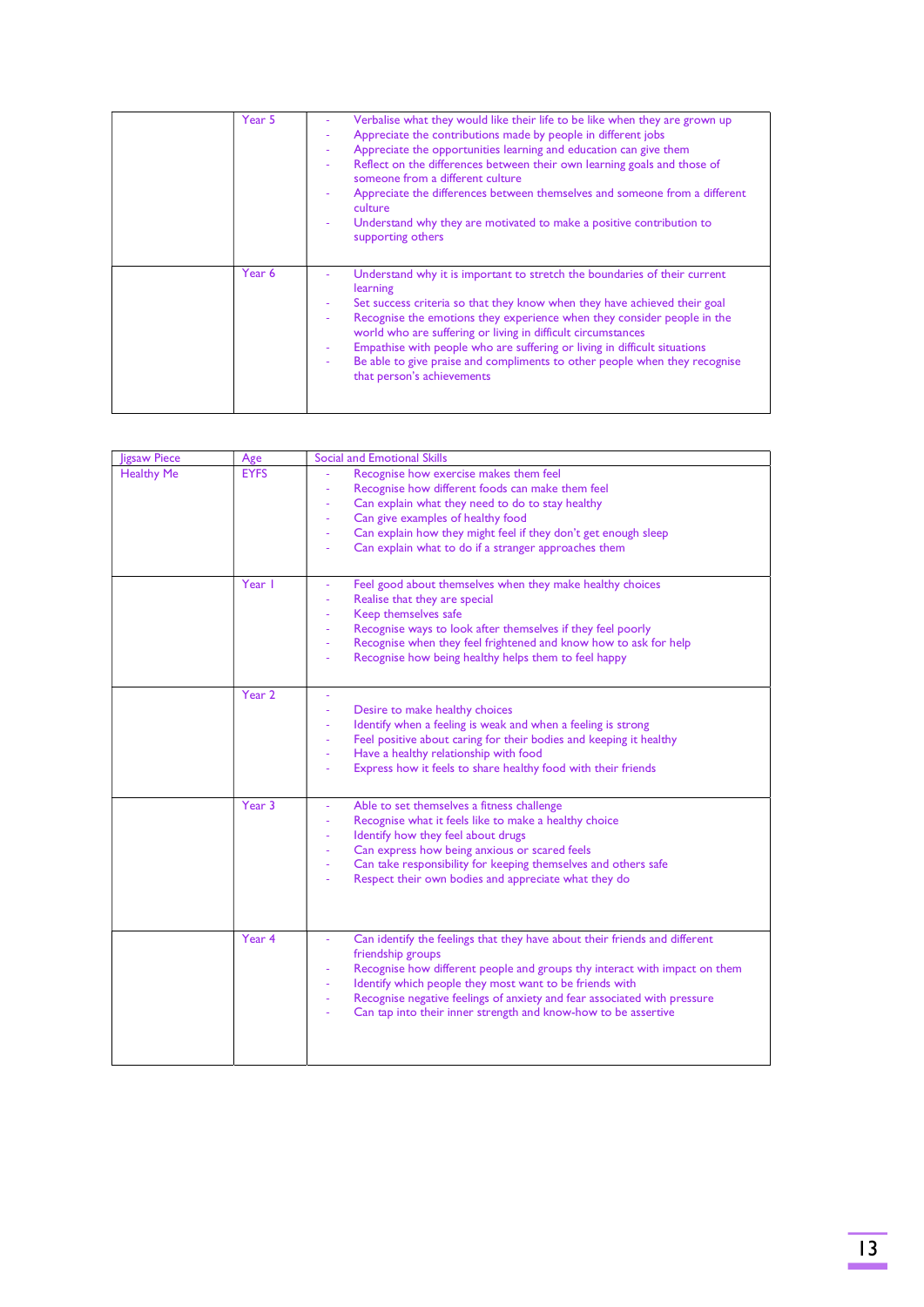| | | |
|---|---|---|
| | Year 5 | - Verbalise what they would like their life to be like when they are grown up<br>- Appreciate the contributions made by people in different jobs<br>- Appreciate the opportunities learning and education can give them<br>- Reflect on the differences between their own learning goals and those of someone from a different culture<br>- Appreciate the differences between themselves and someone from a different culture<br>- Understand why they are motivated to make a positive contribution to supporting others |
| | Year 6 | - Understand why it is important to stretch the boundaries of their current learning<br>- Set success criteria so that they know when they have achieved their goal<br>- Recognise the emotions they experience when they consider people in the world who are suffering or living in difficult circumstances<br>- Empathise with people who are suffering or living in difficult situations<br>- Be able to give praise and compliments to other people when they recognise that person's achievements |

| Jigsaw Piece | Age | Social and Emotional Skills |
|---|---|---|
| Healthy Me | EYFS | - Recognise how exercise makes them feel<br>- Recognise how different foods can make them feel<br>- Can explain what they need to do to stay healthy<br>- Can give examples of healthy food<br>- Can explain how they might feel if they don't get enough sleep<br>- Can explain what to do if a stranger approaches them |
| | Year 1 | - Feel good about themselves when they make healthy choices<br>- Realise that they are special<br>- Keep themselves safe<br>- Recognise ways to look after themselves if they feel poorly<br>- Recognise when they feel frightened and know how to ask for help<br>- Recognise how being healthy helps them to feel happy |
| | Year 2 | -<br>- Desire to make healthy choices<br>- Identify when a feeling is weak and when a feeling is strong<br>- Feel positive about caring for their bodies and keeping it healthy<br>- Have a healthy relationship with food<br>- Express how it feels to share healthy food with their friends |
| | Year 3 | - Able to set themselves a fitness challenge<br>- Recognise what it feels like to make a healthy choice<br>- Identify how they feel about drugs<br>- Can express how being anxious or scared feels<br>- Can take responsibility for keeping themselves and others safe<br>- Respect their own bodies and appreciate what they do |
| | Year 4 | - Can identify the feelings that they have about their friends and different friendship groups<br>- Recognise how different people and groups thy interact with impact on them<br>- Identify which people they most want to be friends with<br>- Recognise negative feelings of anxiety and fear associated with pressure<br>- Can tap into their inner strength and know-how to be assertive |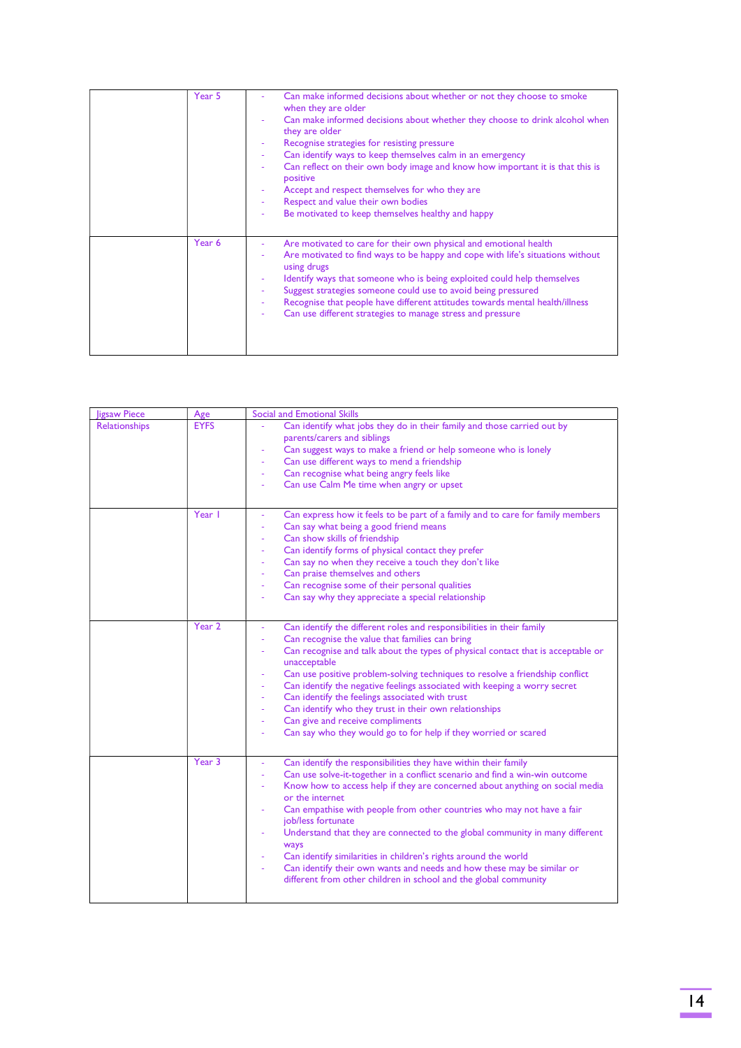| | | |
|---|---|---|
| | Year 5 | - Can make informed decisions about whether or not they choose to smoke when they are older<br>- Can make informed decisions about whether they choose to drink alcohol when they are older<br>- Recognise strategies for resisting pressure<br>- Can identify ways to keep themselves calm in an emergency<br>- Can reflect on their own body image and know how important it is that this is positive<br>- Accept and respect themselves for who they are<br>- Respect and value their own bodies<br>- Be motivated to keep themselves healthy and happy |
| | Year 6 | - Are motivated to care for their own physical and emotional health<br>- Are motivated to find ways to be happy and cope with life's situations without using drugs<br>- Identify ways that someone who is being exploited could help themselves<br>- Suggest strategies someone could use to avoid being pressured<br>- Recognise that people have different attitudes towards mental health/illness<br>- Can use different strategies to manage stress and pressure |

| Jigsaw Piece | Age | Social and Emotional Skills |
|---|---|---|
| Relationships | EYFS | - Can identify what jobs they do in their family and those carried out by parents/carers and siblings<br>- Can suggest ways to make a friend or help someone who is lonely<br>- Can use different ways to mend a friendship<br>- Can recognise what being angry feels like<br>- Can use Calm Me time when angry or upset |
| | Year 1 | - Can express how it feels to be part of a family and to care for family members<br>- Can say what being a good friend means<br>- Can show skills of friendship<br>- Can identify forms of physical contact they prefer<br>- Can say no when they receive a touch they don't like<br>- Can praise themselves and others<br>- Can recognise some of their personal qualities<br>- Can say why they appreciate a special relationship |
| | Year 2 | - Can identify the different roles and responsibilities in their family<br>- Can recognise the value that families can bring<br>- Can recognise and talk about the types of physical contact that is acceptable or unacceptable<br>- Can use positive problem-solving techniques to resolve a friendship conflict<br>- Can identify the negative feelings associated with keeping a worry secret<br>- Can identify the feelings associated with trust<br>- Can identify who they trust in their own relationships<br>- Can give and receive compliments<br>- Can say who they would go to for help if they worried or scared |
| | Year 3 | - Can identify the responsibilities they have within their family<br>- Can use solve-it-together in a conflict scenario and find a win-win outcome<br>- Know how to access help if they are concerned about anything on social media or the internet<br>- Can empathise with people from other countries who may not have a fair job/less fortunate<br>- Understand that they are connected to the global community in many different ways<br>- Can identify similarities in children's rights around the world<br>- Can identify their own wants and needs and how these may be similar or different from other children in school and the global community |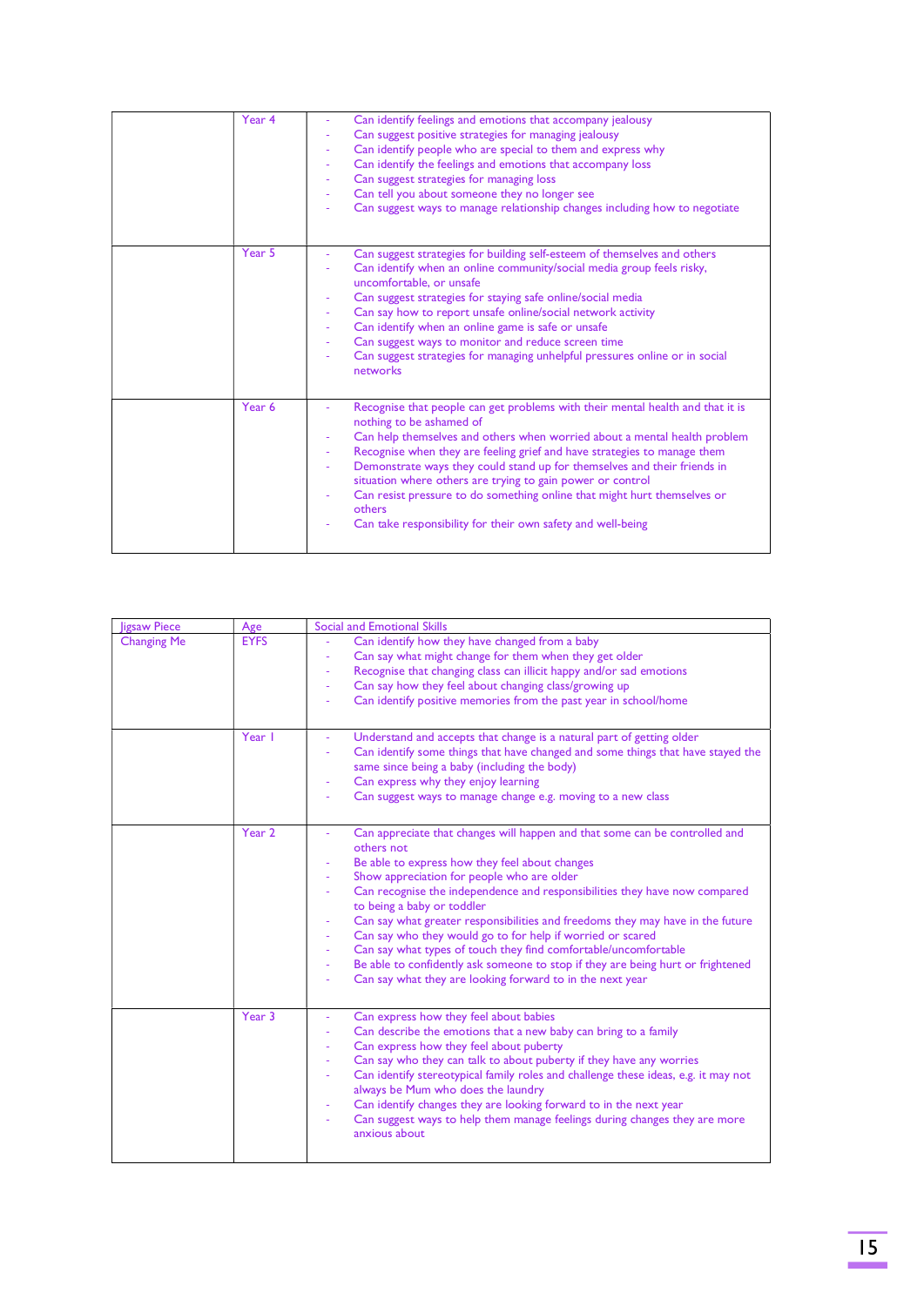| | | |
|---|---|---|
| | Year 4 | - Can identify feelings and emotions that accompany jealousy<br>- Can suggest positive strategies for managing jealousy<br>- Can identify people who are special to them and express why<br>- Can identify the feelings and emotions that accompany loss<br>- Can suggest strategies for managing loss<br>- Can tell you about someone they no longer see<br>- Can suggest ways to manage relationship changes including how to negotiate |
| | Year 5 | - Can suggest strategies for building self-esteem of themselves and others<br>- Can identify when an online community/social media group feels risky, uncomfortable, or unsafe<br>- Can suggest strategies for staying safe online/social media<br>- Can say how to report unsafe online/social network activity<br>- Can identify when an online game is safe or unsafe<br>- Can suggest ways to monitor and reduce screen time<br>- Can suggest strategies for managing unhelpful pressures online or in social networks |
| | Year 6 | - Recognise that people can get problems with their mental health and that it is nothing to be ashamed of<br>- Can help themselves and others when worried about a mental health problem<br>- Recognise when they are feeling grief and have strategies to manage them<br>- Demonstrate ways they could stand up for themselves and their friends in situation where others are trying to gain power or control<br>- Can resist pressure to do something online that might hurt themselves or others<br>- Can take responsibility for their own safety and well-being |

| Jigsaw Piece | Age | Social and Emotional Skills |
|---|---|---|
| Changing Me | EYFS | - Can identify how they have changed from a baby<br>- Can say what might change for them when they get older<br>- Recognise that changing class can illicit happy and/or sad emotions<br>- Can say how they feel about changing class/growing up<br>- Can identify positive memories from the past year in school/home |
| | Year 1 | - Understand and accepts that change is a natural part of getting older<br>- Can identify some things that have changed and some things that have stayed the same since being a baby (including the body)<br>- Can express why they enjoy learning<br>- Can suggest ways to manage change e.g. moving to a new class |
| | Year 2 | - Can appreciate that changes will happen and that some can be controlled and others not<br>- Be able to express how they feel about changes<br>- Show appreciation for people who are older<br>- Can recognise the independence and responsibilities they have now compared to being a baby or toddler<br>- Can say what greater responsibilities and freedoms they may have in the future<br>- Can say who they would go to for help if worried or scared<br>- Can say what types of touch they find comfortable/uncomfortable<br>- Be able to confidently ask someone to stop if they are being hurt or frightened<br>- Can say what they are looking forward to in the next year |
| | Year 3 | - Can express how they feel about babies<br>- Can describe the emotions that a new baby can bring to a family<br>- Can express how they feel about puberty<br>- Can say who they can talk to about puberty if they have any worries<br>- Can identify stereotypical family roles and challenge these ideas, e.g. it may not always be Mum who does the laundry<br>- Can identify changes they are looking forward to in the next year<br>- Can suggest ways to help them manage feelings during changes they are more anxious about |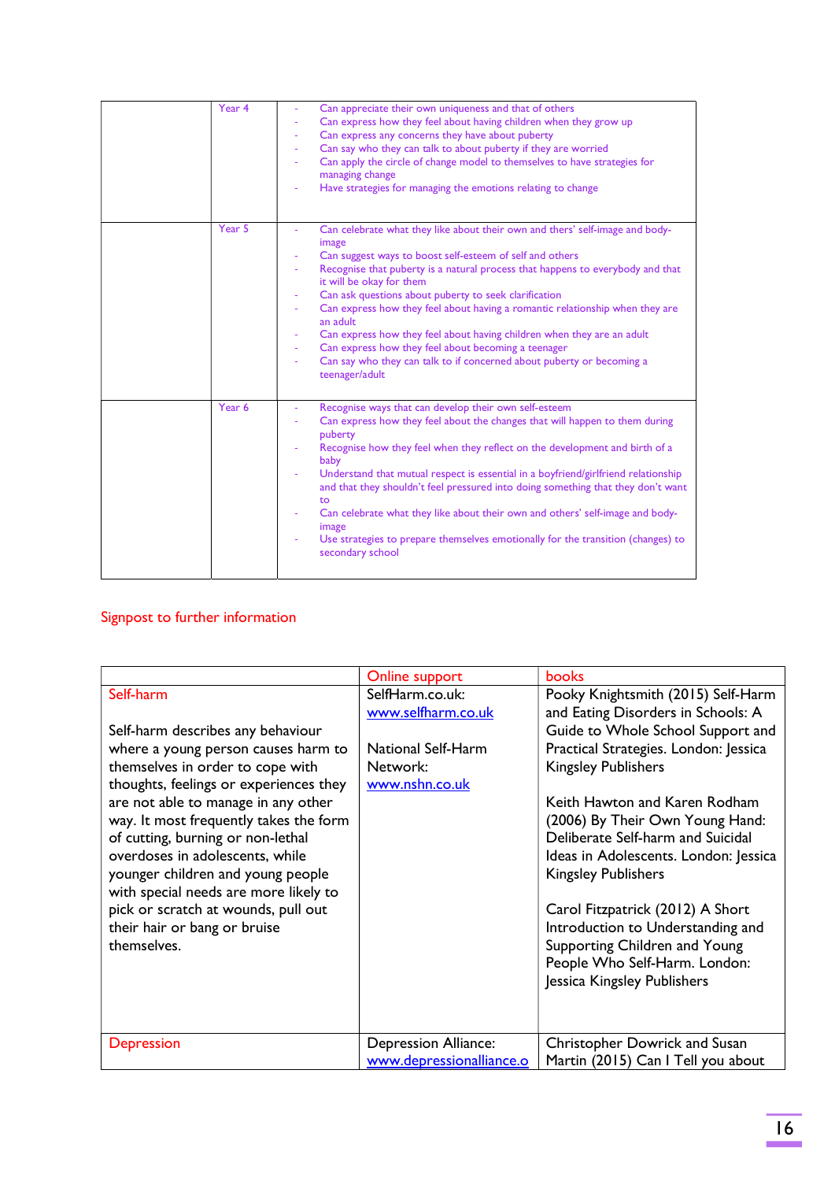| | Year 4 | - Can appreciate their own uniqueness and that of others<br>- Can express how they feel about having children when they grow up<br>- Can express any concerns they have about puberty<br>- Can say who they can talk to about puberty if they are worried<br>- Can apply the circle of change model to themselves to have strategies for managing change<br>- Have strategies for managing the emotions relating to change |
|---|---|---|
| | Year 5 | - Can celebrate what they like about their own and thers' self-image and body-image<br>- Can suggest ways to boost self-esteem of self and others<br>- Recognise that puberty is a natural process that happens to everybody and that it will be okay for them<br>- Can ask questions about puberty to seek clarification<br>- Can express how they feel about having a romantic relationship when they are an adult<br>- Can express how they feel about having children when they are an adult<br>- Can express how they feel about becoming a teenager<br>- Can say who they can talk to if concerned about puberty or becoming a teenager/adult |
| | Year 6 | - Recognise ways that can develop their own self-esteem<br>- Can express how they feel about the changes that will happen to them during puberty<br>- Recognise how they feel when they reflect on the development and birth of a baby<br>- Understand that mutual respect is essential in a boyfriend/girlfriend relationship and that they shouldn't feel pressured into doing something that they don't want to<br>- Can celebrate what they like about their own and others' self-image and body-image<br>- Use strategies to prepare themselves emotionally for the transition (changes) to secondary school |

## Signpost to further information

| | Online support | books |
|---|---|---|
| Self-harm<br><br>Self-harm describes any behaviour where a young person causes harm to themselves in order to cope with thoughts, feelings or experiences they are not able to manage in any other way. It most frequently takes the form of cutting, burning or non-lethal overdoses in adolescents, while younger children and young people with special needs are more likely to pick or scratch at wounds, pull out their hair or bang or bruise themselves. | SelfHarm.co.uk: www.selfharm.co.uk<br><br>National Self-Harm Network: www.nshn.co.uk | Pooky Knightsmith (2015) Self-Harm and Eating Disorders in Schools: A Guide to Whole School Support and Practical Strategies. London: Jessica Kingsley Publishers<br><br>Keith Hawton and Karen Rodham (2006) By Their Own Young Hand: Deliberate Self-harm and Suicidal Ideas in Adolescents. London: Jessica Kingsley Publishers<br><br>Carol Fitzpatrick (2012) A Short Introduction to Understanding and Supporting Children and Young People Who Self-Harm. London: Jessica Kingsley Publishers |
| Depression | Depression Alliance: www.depressionalliance.o | Christopher Dowrick and Susan Martin (2015) Can I Tell you about |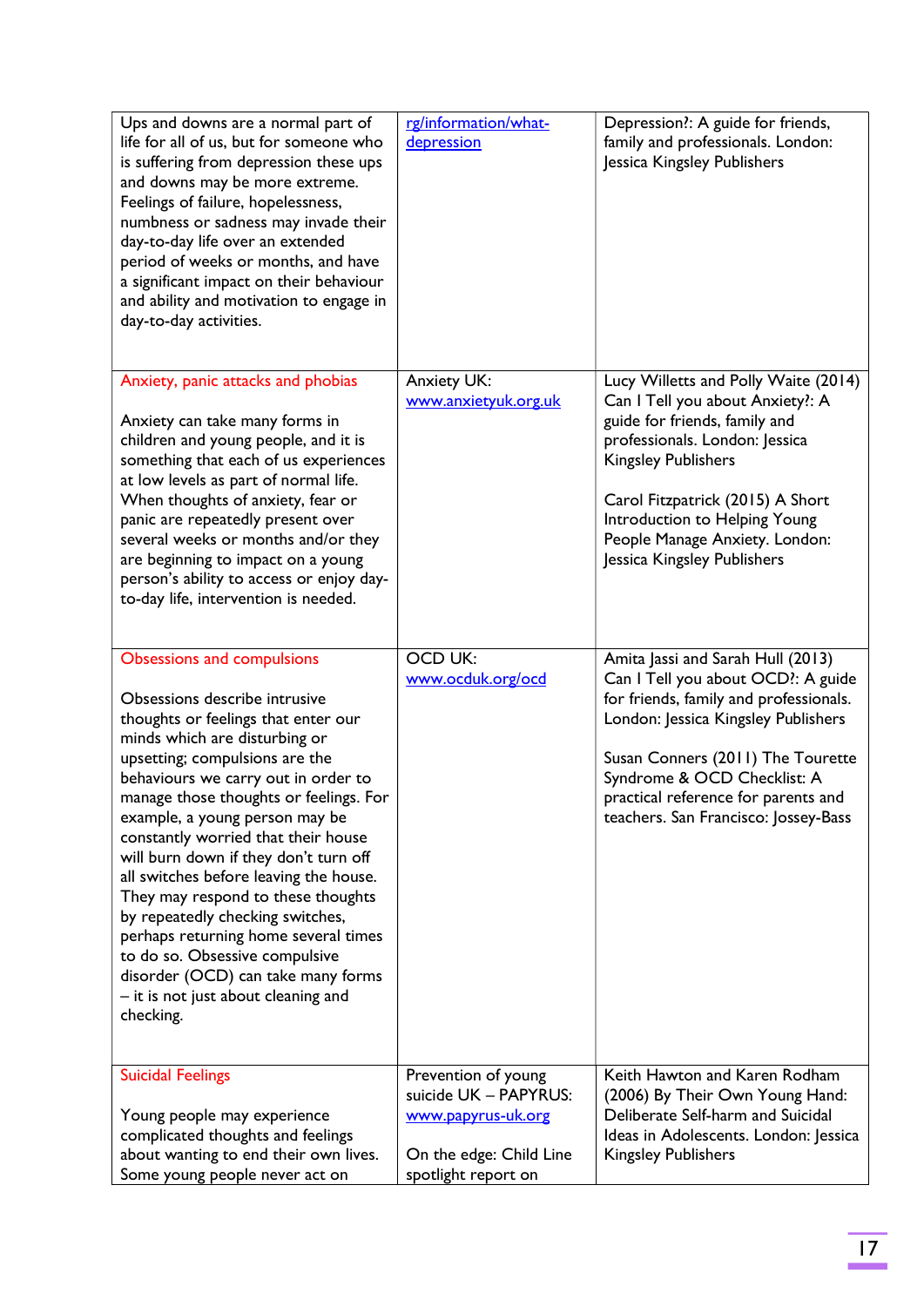| | | |
|---|---|---|
| Ups and downs are a normal part of life for all of us, but for someone who is suffering from depression these ups and downs may be more extreme. Feelings of failure, hopelessness, numbness or sadness may invade their day-to-day life over an extended period of weeks or months, and have a significant impact on their behaviour and ability and motivation to engage in day-to-day activities. | rg/information/what-depression | Depression?: A guide for friends, family and professionals. London: Jessica Kingsley Publishers |
| Anxiety, panic attacks and phobias<br><br>Anxiety can take many forms in children and young people, and it is something that each of us experiences at low levels as part of normal life. When thoughts of anxiety, fear or panic are repeatedly present over several weeks or months and/or they are beginning to impact on a young person's ability to access or enjoy day-to-day life, intervention is needed. | Anxiety UK: www.anxietyuk.org.uk | Lucy Willetts and Polly Waite (2014) Can I Tell you about Anxiety?: A guide for friends, family and professionals. London: Jessica Kingsley Publishers<br><br>Carol Fitzpatrick (2015) A Short Introduction to Helping Young People Manage Anxiety. London: Jessica Kingsley Publishers |
| Obsessions and compulsions<br><br>Obsessions describe intrusive thoughts or feelings that enter our minds which are disturbing or upsetting; compulsions are the behaviours we carry out in order to manage those thoughts or feelings. For example, a young person may be constantly worried that their house will burn down if they don't turn off all switches before leaving the house. They may respond to these thoughts by repeatedly checking switches, perhaps returning home several times to do so. Obsessive compulsive disorder (OCD) can take many forms – it is not just about cleaning and checking. | OCD UK: www.ocduk.org/ocd | Amita Jassi and Sarah Hull (2013) Can I Tell you about OCD?: A guide for friends, family and professionals. London: Jessica Kingsley Publishers<br><br>Susan Conners (2011) The Tourette Syndrome & OCD Checklist: A practical reference for parents and teachers. San Francisco: Jossey-Bass |
| Suicidal Feelings<br><br>Young people may experience complicated thoughts and feelings about wanting to end their own lives. Some young people never act on | Prevention of young suicide UK – PAPYRUS: www.papyrus-uk.org<br><br>On the edge: Child Line spotlight report on | Keith Hawton and Karen Rodham (2006) By Their Own Young Hand: Deliberate Self-harm and Suicidal Ideas in Adolescents. London: Jessica Kingsley Publishers |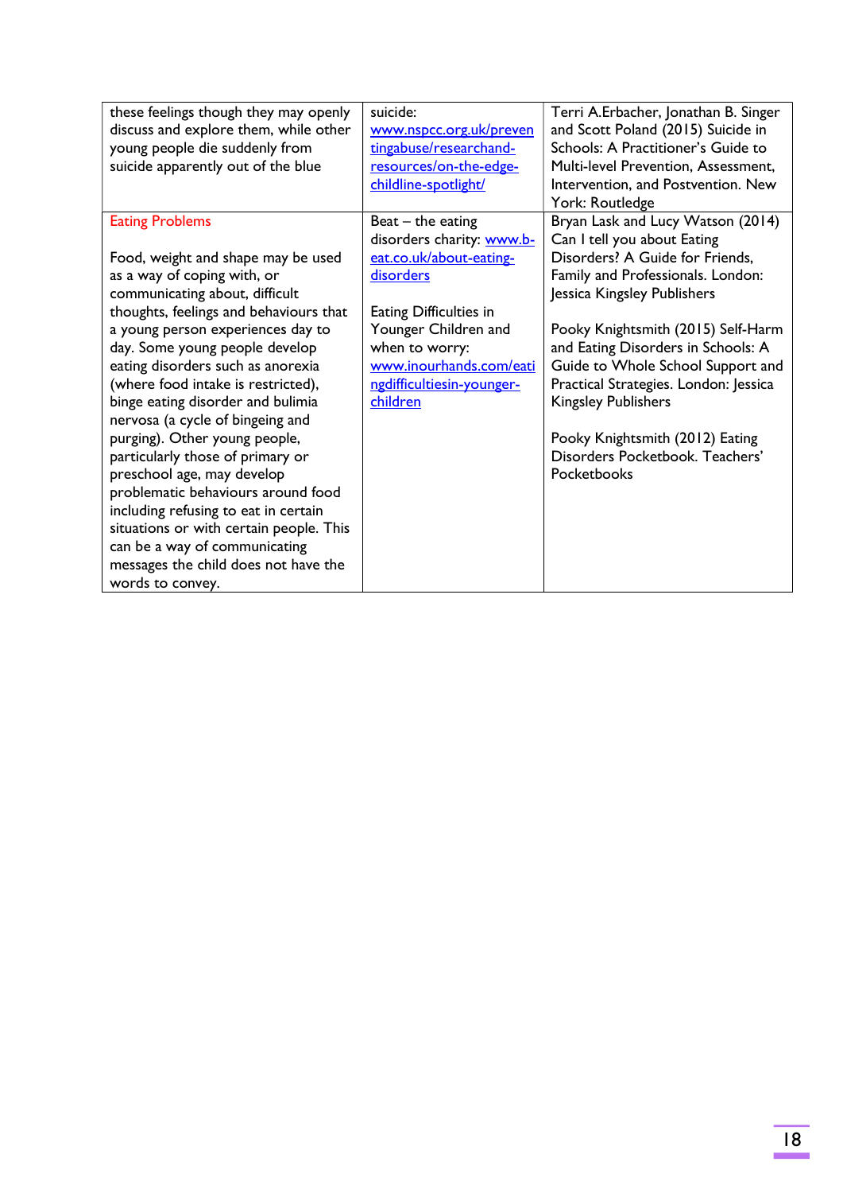| | | |
|---|---|---|
| these feelings though they may openly discuss and explore them, while other young people die suddenly from suicide apparently out of the blue | suicide: www.nspcc.org.uk/preventingabuse/researchand-resources/on-the-edge-childline-spotlight/ | Terri A.Erbacher, Jonathan B. Singer and Scott Poland (2015) Suicide in Schools: A Practitioner's Guide to Multi-level Prevention, Assessment, Intervention, and Postvention. New York: Routledge |
| Eating Problems<br><br>Food, weight and shape may be used as a way of coping with, or communicating about, difficult thoughts, feelings and behaviours that a young person experiences day to day. Some young people develop eating disorders such as anorexia (where food intake is restricted), binge eating disorder and bulimia nervosa (a cycle of bingeing and purging). Other young people, particularly those of primary or preschool age, may develop problematic behaviours around food including refusing to eat in certain situations or with certain people. This can be a way of communicating messages the child does not have the words to convey. | Beat – the eating disorders charity: www.b-eat.co.uk/about-eating-disorders<br><br>Eating Difficulties in Younger Children and when to worry: www.inourhands.com/eatingdifficultiesin-younger-children | Bryan Lask and Lucy Watson (2014) Can I tell you about Eating Disorders? A Guide for Friends, Family and Professionals. London: Jessica Kingsley Publishers<br><br>Pooky Knightsmith (2015) Self-Harm and Eating Disorders in Schools: A Guide to Whole School Support and Practical Strategies. London: Jessica Kingsley Publishers<br><br>Pooky Knightsmith (2012) Eating Disorders Pocketbook. Teachers' Pocketbooks |